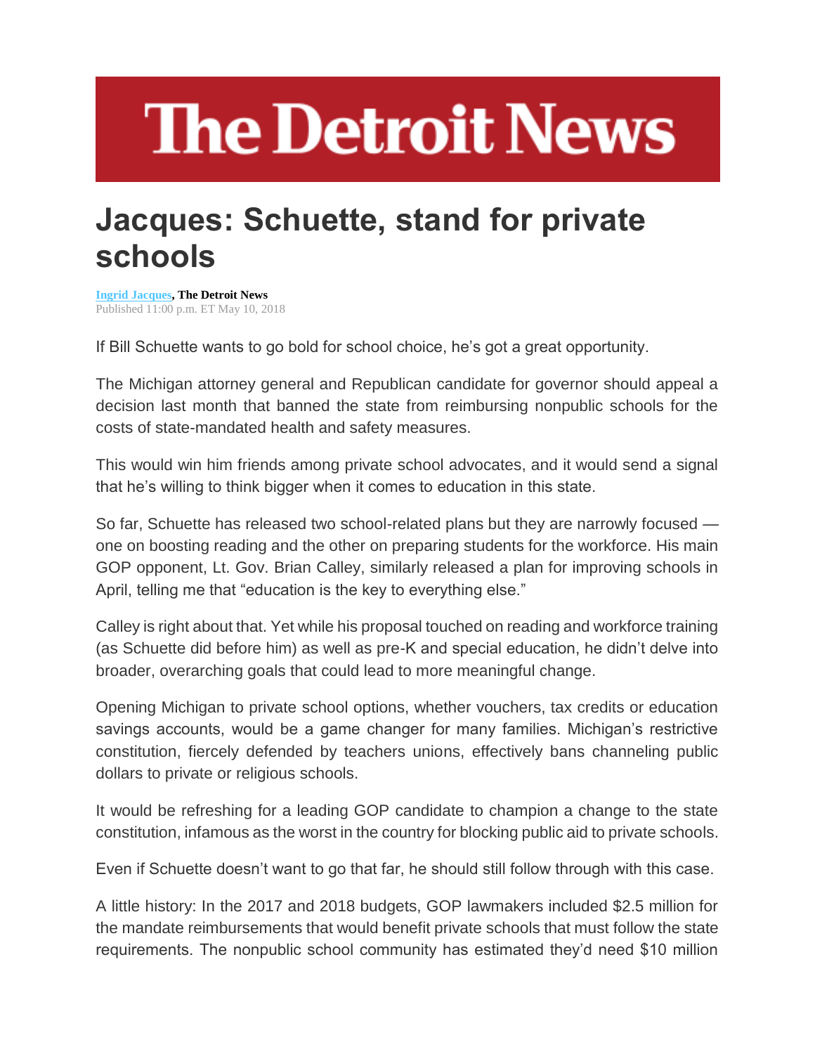# The Detroit News

# Jacques: Schuette, stand for private schools

**Ingrid Jacques, The Detroit News**
Published 11:00 p.m. ET May 10, 2018

If Bill Schuette wants to go bold for school choice, he's got a great opportunity.

The Michigan attorney general and Republican candidate for governor should appeal a decision last month that banned the state from reimbursing nonpublic schools for the costs of state-mandated health and safety measures.

This would win him friends among private school advocates, and it would send a signal that he's willing to think bigger when it comes to education in this state.

So far, Schuette has released two school-related plans but they are narrowly focused — one on boosting reading and the other on preparing students for the workforce. His main GOP opponent, Lt. Gov. Brian Calley, similarly released a plan for improving schools in April, telling me that "education is the key to everything else."

Calley is right about that. Yet while his proposal touched on reading and workforce training (as Schuette did before him) as well as pre-K and special education, he didn't delve into broader, overarching goals that could lead to more meaningful change.

Opening Michigan to private school options, whether vouchers, tax credits or education savings accounts, would be a game changer for many families. Michigan's restrictive constitution, fiercely defended by teachers unions, effectively bans channeling public dollars to private or religious schools.

It would be refreshing for a leading GOP candidate to champion a change to the state constitution, infamous as the worst in the country for blocking public aid to private schools.

Even if Schuette doesn't want to go that far, he should still follow through with this case.

A little history: In the 2017 and 2018 budgets, GOP lawmakers included $2.5 million for the mandate reimbursements that would benefit private schools that must follow the state requirements. The nonpublic school community has estimated they'd need $10 million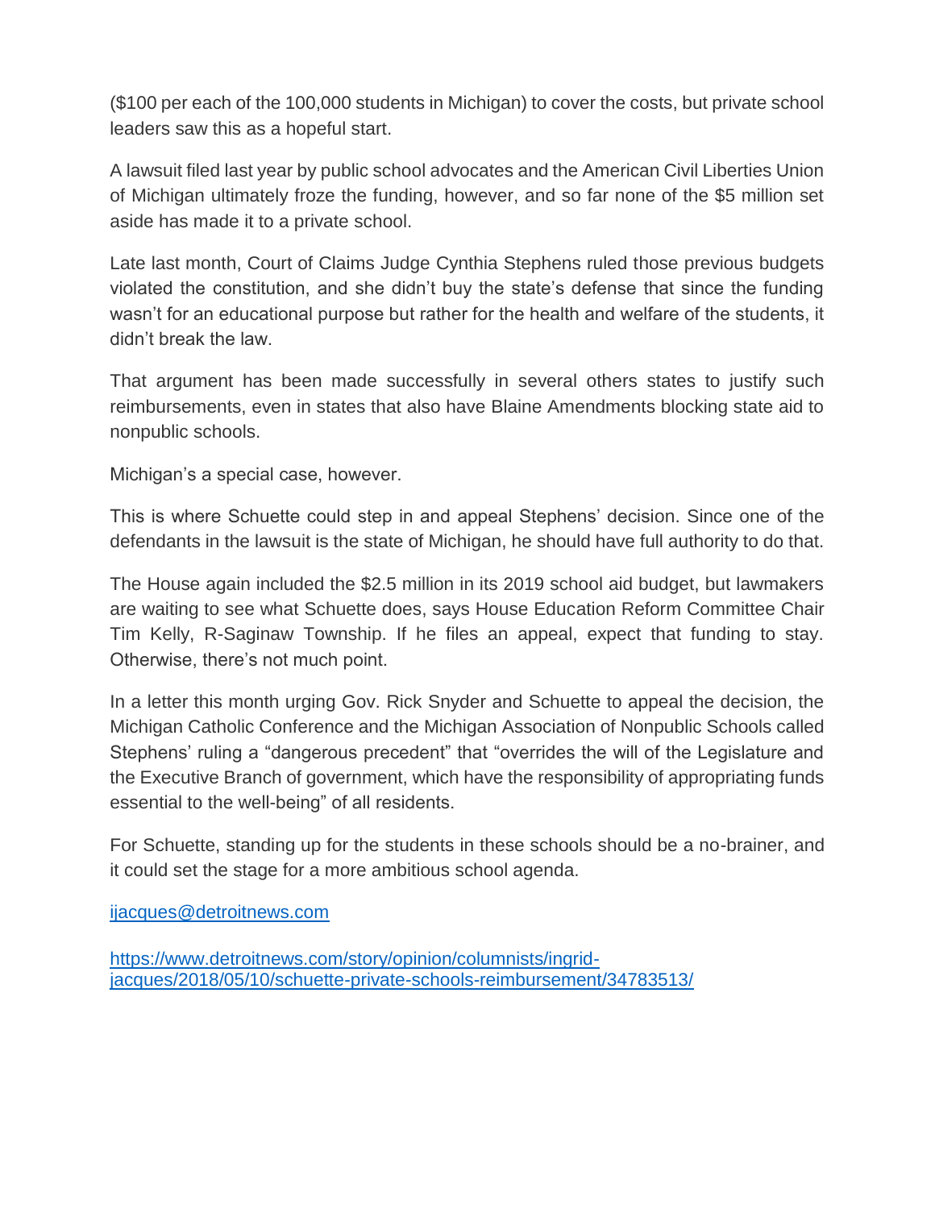($100 per each of the 100,000 students in Michigan) to cover the costs, but private school leaders saw this as a hopeful start.

A lawsuit filed last year by public school advocates and the American Civil Liberties Union of Michigan ultimately froze the funding, however, and so far none of the $5 million set aside has made it to a private school.

Late last month, Court of Claims Judge Cynthia Stephens ruled those previous budgets violated the constitution, and she didn't buy the state's defense that since the funding wasn't for an educational purpose but rather for the health and welfare of the students, it didn't break the law.

That argument has been made successfully in several others states to justify such reimbursements, even in states that also have Blaine Amendments blocking state aid to nonpublic schools.

Michigan's a special case, however.

This is where Schuette could step in and appeal Stephens' decision. Since one of the defendants in the lawsuit is the state of Michigan, he should have full authority to do that.

The House again included the $2.5 million in its 2019 school aid budget, but lawmakers are waiting to see what Schuette does, says House Education Reform Committee Chair Tim Kelly, R-Saginaw Township. If he files an appeal, expect that funding to stay. Otherwise, there's not much point.

In a letter this month urging Gov. Rick Snyder and Schuette to appeal the decision, the Michigan Catholic Conference and the Michigan Association of Nonpublic Schools called Stephens' ruling a "dangerous precedent" that "overrides the will of the Legislature and the Executive Branch of government, which have the responsibility of appropriating funds essential to the well-being" of all residents.

For Schuette, standing up for the students in these schools should be a no-brainer, and it could set the stage for a more ambitious school agenda.

ijacques@detroitnews.com

https://www.detroitnews.com/story/opinion/columnists/ingrid-jacques/2018/05/10/schuette-private-schools-reimbursement/34783513/